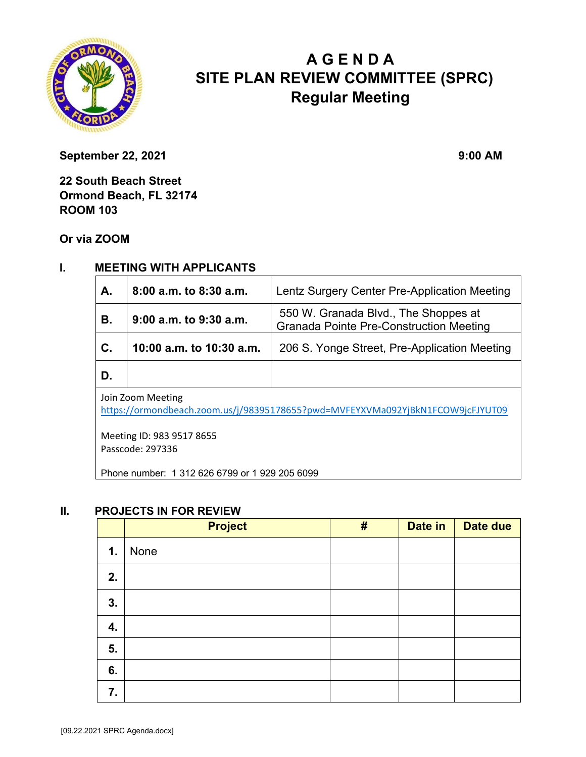# A G E N D A
# SITE PLAN REVIEW COMMITTEE (SPRC)
## Regular Meeting

**September 22, 2021** **9:00 AM**

**22 South Beach Street**
**Ormond Beach, FL 32174**
**ROOM 103**

**Or via ZOOM**

## I. MEETING WITH APPLICANTS

| | | |
|---|---|---|
| **A.** | **8:00 a.m. to 8:30 a.m.** | Lentz Surgery Center Pre-Application Meeting |
| **B.** | **9:00 a.m. to 9:30 a.m.** | 550 W. Granada Blvd., The Shoppes at Granada Pointe Pre-Construction Meeting |
| **C.** | **10:00 a.m. to 10:30 a.m.** | 206 S. Yonge Street, Pre-Application Meeting |
| **D.** | | |

Join Zoom Meeting
https://ormondbeach.zoom.us/j/98395178655?pwd=MVFEYXVMa092YjBkN1FCOW9jcFJYUT09

Meeting ID: 983 9517 8655
Passcode: 297336

Phone number: 1 312 626 6799 or 1 929 205 6099

## II. PROJECTS IN FOR REVIEW

| | Project | # | Date in | Date due |
|---|---|---|---|---|
| **1.** | None | | | |
| **2.** | | | | |
| **3.** | | | | |
| **4.** | | | | |
| **5.** | | | | |
| **6.** | | | | |
| **7.** | | | | |

[09.22.2021 SPRC Agenda.docx]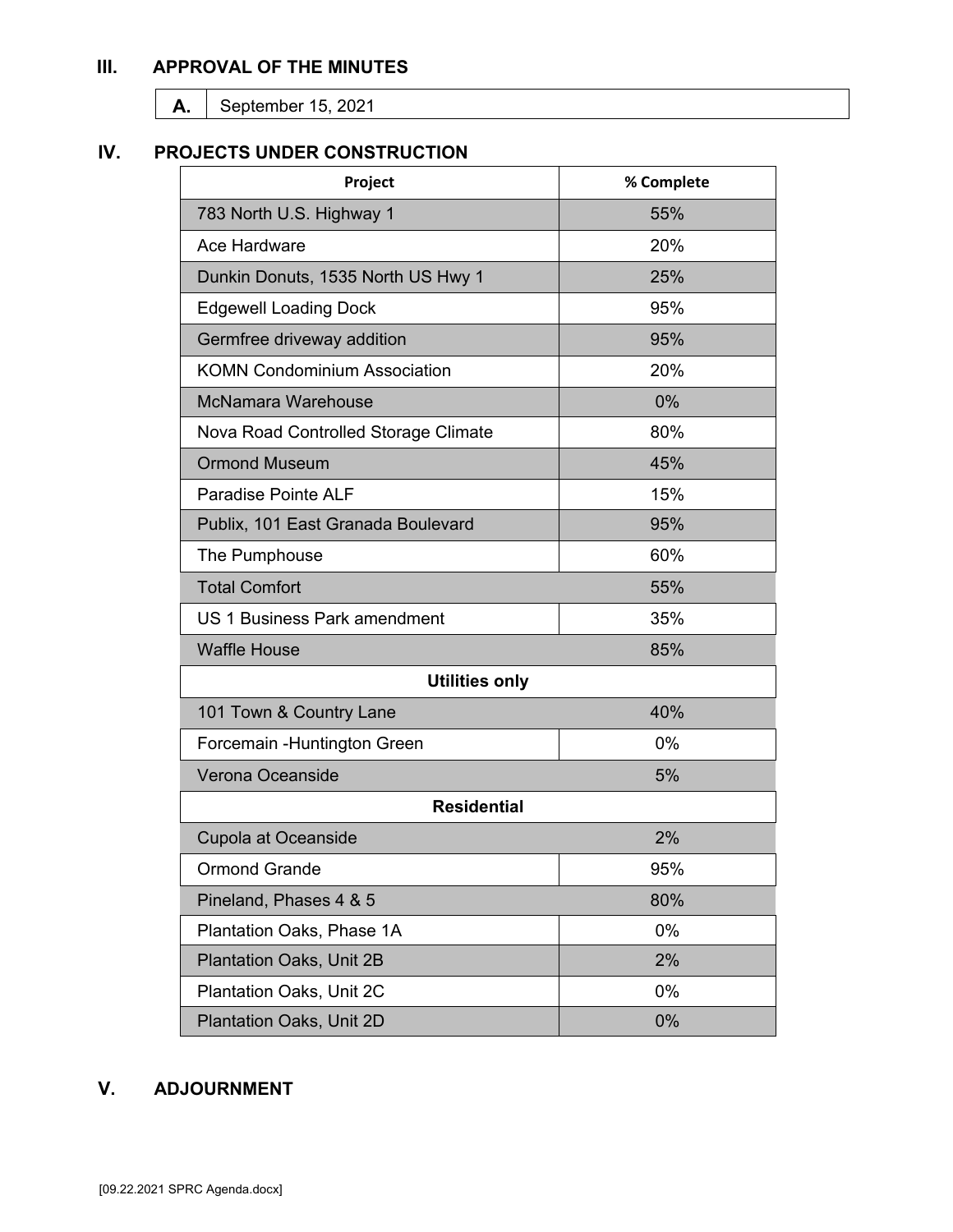## III. APPROVAL OF THE MINUTES

| | |
|---|---|
| **A.** | September 15, 2021 |

## IV. PROJECTS UNDER CONSTRUCTION

| Project | % Complete |
|---|---|
| 783 North U.S. Highway 1 | 55% |
| Ace Hardware | 20% |
| Dunkin Donuts, 1535 North US Hwy 1 | 25% |
| Edgewell Loading Dock | 95% |
| Germfree driveway addition | 95% |
| KOMN Condominium Association | 20% |
| McNamara Warehouse | 0% |
| Nova Road Controlled Storage Climate | 80% |
| Ormond Museum | 45% |
| Paradise Pointe ALF | 15% |
| Publix, 101 East Granada Boulevard | 95% |
| The Pumphouse | 60% |
| Total Comfort | 55% |
| US 1 Business Park amendment | 35% |
| Waffle House | 85% |
| **Utilities only** | |
| 101 Town & Country Lane | 40% |
| Forcemain -Huntington Green | 0% |
| Verona Oceanside | 5% |
| **Residential** | |
| Cupola at Oceanside | 2% |
| Ormond Grande | 95% |
| Pineland, Phases 4 & 5 | 80% |
| Plantation Oaks, Phase 1A | 0% |
| Plantation Oaks, Unit 2B | 2% |
| Plantation Oaks, Unit 2C | 0% |
| Plantation Oaks, Unit 2D | 0% |

## V. ADJOURNMENT

[09.22.2021 SPRC Agenda.docx]